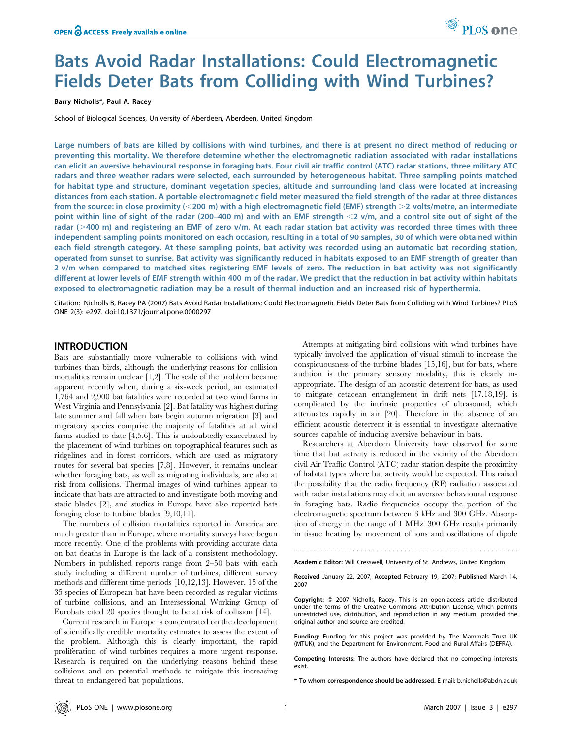# Bats Avoid Radar Installations: Could Electromagnetic Fields Deter Bats from Colliding with Wind Turbines?

**Barry Nicholls\*, Paul A. Racey**

School of Biological Sciences, University of Aberdeen, Aberdeen, United Kingdom

**Large numbers of bats are killed by collisions with wind turbines, and there is at present no direct method of reducing or preventing this mortality. We therefore determine whether the electromagnetic radiation associated with radar installations can elicit an aversive behavioural response in foraging bats. Four civil air traffic control (ATC) radar stations, three military ATC radars and three weather radars were selected, each surrounded by heterogeneous habitat. Three sampling points matched for habitat type and structure, dominant vegetation species, altitude and surrounding land class were located at increasing distances from each station. A portable electromagnetic field meter measured the field strength of the radar at three distances from the source: in close proximity (<200 m) with a high electromagnetic field (EMF) strength >2 volts/metre, an intermediate point within line of sight of the radar (200–400 m) and with an EMF strength <2 v/m, and a control site out of sight of the radar (>400 m) and registering an EMF of zero v/m. At each radar station bat activity was recorded three times with three independent sampling points monitored on each occasion, resulting in a total of 90 samples, 30 of which were obtained within each field strength category. At these sampling points, bat activity was recorded using an automatic bat recording station, operated from sunset to sunrise. Bat activity was significantly reduced in habitats exposed to an EMF strength of greater than 2 v/m when compared to matched sites registering EMF levels of zero. The reduction in bat activity was not significantly different at lower levels of EMF strength within 400 m of the radar. We predict that the reduction in bat activity within habitats exposed to electromagnetic radiation may be a result of thermal induction and an increased risk of hyperthermia.**

Citation: Nicholls B, Racey PA (2007) Bats Avoid Radar Installations: Could Electromagnetic Fields Deter Bats from Colliding with Wind Turbines? PLoS ONE 2(3): e297. doi:10.1371/journal.pone.0000297

## INTRODUCTION

Bats are substantially more vulnerable to collisions with wind turbines than birds, although the underlying reasons for collision mortalities remain unclear [1,2]. The scale of the problem became apparent recently when, during a six-week period, an estimated 1,764 and 2,900 bat fatalities were recorded at two wind farms in West Virginia and Pennsylvania [2]. Bat fatality was highest during late summer and fall when bats begin autumn migration [3] and migratory species comprise the majority of fatalities at all wind farms studied to date [4,5,6]. This is undoubtedly exacerbated by the placement of wind turbines on topographical features such as ridgelines and in forest corridors, which are used as migratory routes for several bat species [7,8]. However, it remains unclear whether foraging bats, as well as migrating individuals, are also at risk from collisions. Thermal images of wind turbines appear to indicate that bats are attracted to and investigate both moving and static blades [2], and studies in Europe have also reported bats foraging close to turbine blades [9,10,11].

The numbers of collision mortalities reported in America are much greater than in Europe, where mortality surveys have begun more recently. One of the problems with providing accurate data on bat deaths in Europe is the lack of a consistent methodology. Numbers in published reports range from 2–50 bats with each study including a different number of turbines, different survey methods and different time periods [10,12,13]. However, 15 of the 35 species of European bat have been recorded as regular victims of turbine collisions, and an Intersessional Working Group of Eurobats cited 20 species thought to be at risk of collision [14].

Current research in Europe is concentrated on the development of scientifically credible mortality estimates to assess the extent of the problem. Although this is clearly important, the rapid proliferation of wind turbines requires a more urgent response. Research is required on the underlying reasons behind these collisions and on potential methods to mitigate this increasing threat to endangered bat populations.

Attempts at mitigating bird collisions with wind turbines have typically involved the application of visual stimuli to increase the conspicuousness of the turbine blades [15,16], but for bats, where audition is the primary sensory modality, this is clearly inappropriate. The design of an acoustic deterrent for bats, as used to mitigate cetacean entanglement in drift nets [17,18,19], is complicated by the intrinsic properties of ultrasound, which attenuates rapidly in air [20]. Therefore in the absence of an efficient acoustic deterrent it is essential to investigate alternative sources capable of inducing aversive behaviour in bats.

Researchers at Aberdeen University have observed for some time that bat activity is reduced in the vicinity of the Aberdeen civil Air Traffic Control (ATC) radar station despite the proximity of habitat types where bat activity would be expected. This raised the possibility that the radio frequency (RF) radiation associated with radar installations may elicit an aversive behavioural response in foraging bats. Radio frequencies occupy the portion of the electromagnetic spectrum between 3 kHz and 300 GHz. Absorption of energy in the range of 1 MHz–300 GHz results primarily in tissue heating by movement of ions and oscillations of dipole

---

**Academic Editor:** Will Cresswell, University of St. Andrews, United Kingdom

**Received** January 22, 2007; **Accepted** February 19, 2007; **Published** March 14, 2007

**Copyright:** © 2007 Nicholls, Racey. This is an open-access article distributed under the terms of the Creative Commons Attribution License, which permits unrestricted use, distribution, and reproduction in any medium, provided the original author and source are credited.

**Funding:** Funding for this project was provided by The Mammals Trust UK (MTUK), and the Department for Environment, Food and Rural Affairs (DEFRA).

**Competing Interests:** The authors have declared that no competing interests exist.

**\* To whom correspondence should be addressed.** E-mail: b.nicholls@abdn.ac.uk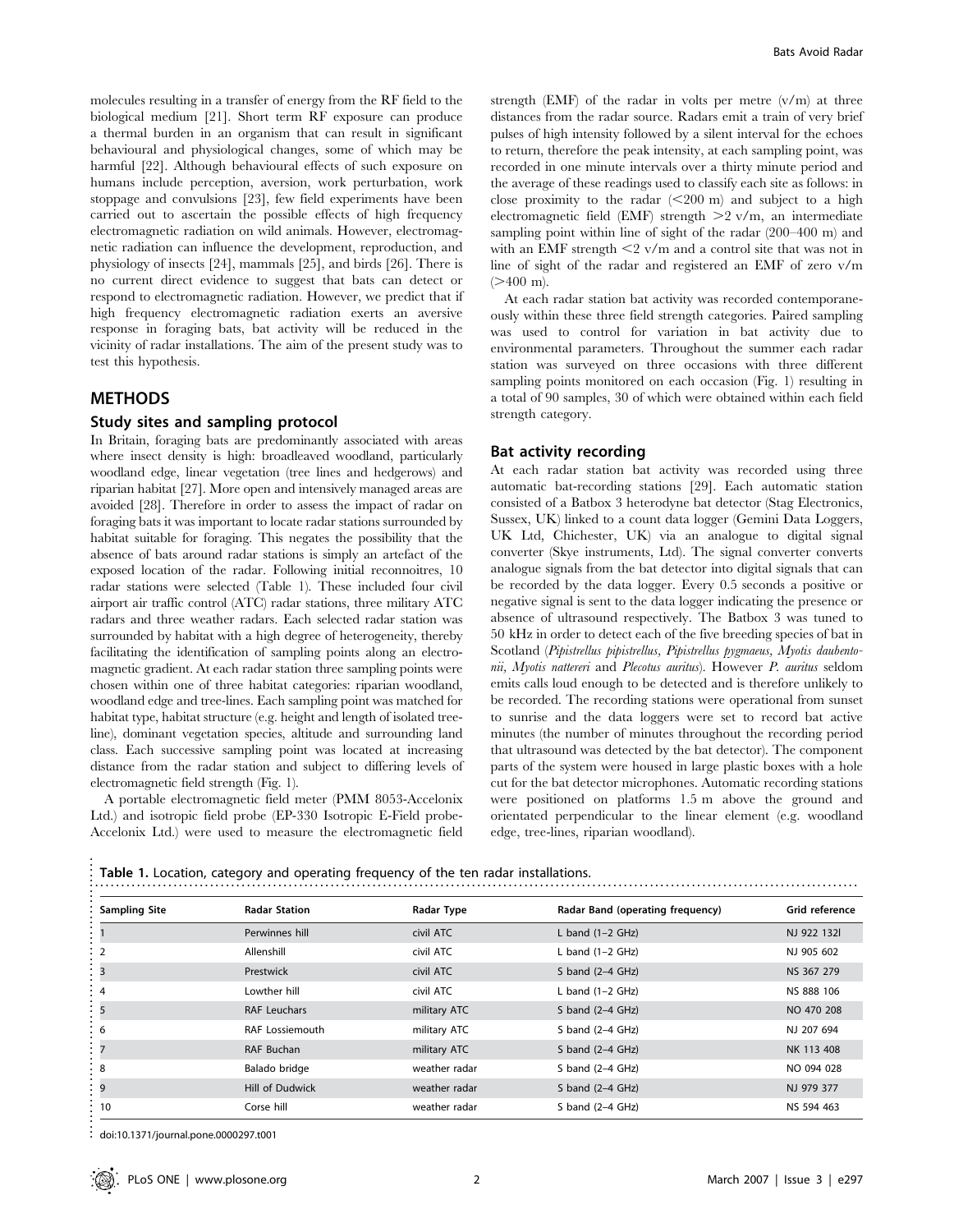molecules resulting in a transfer of energy from the RF field to the biological medium [21]. Short term RF exposure can produce a thermal burden in an organism that can result in significant behavioural and physiological changes, some of which may be harmful [22]. Although behavioural effects of such exposure on humans include perception, aversion, work perturbation, work stoppage and convulsions [23], few field experiments have been carried out to ascertain the possible effects of high frequency electromagnetic radiation on wild animals. However, electromagnetic radiation can influence the development, reproduction, and physiology of insects [24], mammals [25], and birds [26]. There is no current direct evidence to suggest that bats can detect or respond to electromagnetic radiation. However, we predict that if high frequency electromagnetic radiation exerts an aversive response in foraging bats, bat activity will be reduced in the vicinity of radar installations. The aim of the present study was to test this hypothesis.

## METHODS

### Study sites and sampling protocol

In Britain, foraging bats are predominantly associated with areas where insect density is high: broadleaved woodland, particularly woodland edge, linear vegetation (tree lines and hedgerows) and riparian habitat [27]. More open and intensively managed areas are avoided [28]. Therefore in order to assess the impact of radar on foraging bats it was important to locate radar stations surrounded by habitat suitable for foraging. This negates the possibility that the absence of bats around radar stations is simply an artefact of the exposed location of the radar. Following initial reconnoitres, 10 radar stations were selected (Table 1). These included four civil airport air traffic control (ATC) radar stations, three military ATC radars and three weather radars. Each selected radar station was surrounded by habitat with a high degree of heterogeneity, thereby facilitating the identification of sampling points along an electromagnetic gradient. At each radar station three sampling points were chosen within one of three habitat categories: riparian woodland, woodland edge and tree-lines. Each sampling point was matched for habitat type, habitat structure (e.g. height and length of isolated tree-line), dominant vegetation species, altitude and surrounding land class. Each successive sampling point was located at increasing distance from the radar station and subject to differing levels of electromagnetic field strength (Fig. 1).

A portable electromagnetic field meter (PMM 8053-Accelonix Ltd.) and isotropic field probe (EP-330 Isotropic E-Field probe-Accelonix Ltd.) were used to measure the electromagnetic field strength (EMF) of the radar in volts per metre (v/m) at three distances from the radar source. Radars emit a train of very brief pulses of high intensity followed by a silent interval for the echoes to return, therefore the peak intensity, at each sampling point, was recorded in one minute intervals over a thirty minute period and the average of these readings used to classify each site as follows: in close proximity to the radar (<200 m) and subject to a high electromagnetic field (EMF) strength >2 v/m, an intermediate sampling point within line of sight of the radar (200–400 m) and with an EMF strength <2 v/m and a control site that was not in line of sight of the radar and registered an EMF of zero v/m (>400 m).

At each radar station bat activity was recorded contemporaneously within these three field strength categories. Paired sampling was used to control for variation in bat activity due to environmental parameters. Throughout the summer each radar station was surveyed on three occasions with three different sampling points monitored on each occasion (Fig. 1) resulting in a total of 90 samples, 30 of which were obtained within each field strength category.

### Bat activity recording

At each radar station bat activity was recorded using three automatic bat-recording stations [29]. Each automatic station consisted of a Batbox 3 heterodyne bat detector (Stag Electronics, Sussex, UK) linked to a count data logger (Gemini Data Loggers, UK Ltd, Chichester, UK) via an analogue to digital signal converter (Skye instruments, Ltd). The signal converter converts analogue signals from the bat detector into digital signals that can be recorded by the data logger. Every 0.5 seconds a positive or negative signal is sent to the data logger indicating the presence or absence of ultrasound respectively. The Batbox 3 was tuned to 50 kHz in order to detect each of the five breeding species of bat in Scotland (*Pipistrellus pipistrellus, Pipistrellus pygmaeus, Myotis daubentonii, Myotis nattereri* and *Plecotus auritus*). However *P. auritus* seldom emits calls loud enough to be detected and is therefore unlikely to be recorded. The recording stations were operational from sunset to sunrise and the data loggers were set to record bat active minutes (the number of minutes throughout the recording period that ultrasound was detected by the bat detector). The component parts of the system were housed in large plastic boxes with a hole cut for the bat detector microphones. Automatic recording stations were positioned on platforms 1.5 m above the ground and orientated perpendicular to the linear element (e.g. woodland edge, tree-lines, riparian woodland).

**Table 1.** Location, category and operating frequency of the ten radar installations.

| Sampling Site | Radar Station | Radar Type | Radar Band (operating frequency) | Grid reference |
|---|---|---|---|---|
| 1 | Perwinnes hill | civil ATC | L band (1–2 GHz) | NJ 922 132l |
| 2 | Allenshill | civil ATC | L band (1–2 GHz) | NJ 905 602 |
| 3 | Prestwick | civil ATC | S band (2–4 GHz) | NS 367 279 |
| 4 | Lowther hill | civil ATC | L band (1–2 GHz) | NS 888 106 |
| 5 | RAF Leuchars | military ATC | S band (2–4 GHz) | NO 470 208 |
| 6 | RAF Lossiemouth | military ATC | S band (2–4 GHz) | NJ 207 694 |
| 7 | RAF Buchan | military ATC | S band (2–4 GHz) | NK 113 408 |
| 8 | Balado bridge | weather radar | S band (2–4 GHz) | NO 094 028 |
| 9 | Hill of Dudwick | weather radar | S band (2–4 GHz) | NJ 979 377 |
| 10 | Corse hill | weather radar | S band (2–4 GHz) | NS 594 463 |

doi:10.1371/journal.pone.0000297.t001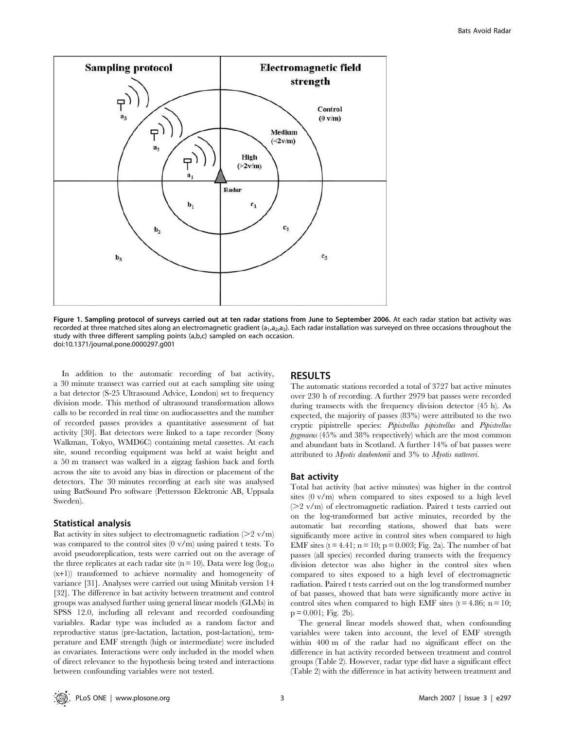Figure 1. Sampling protocol of surveys carried out at ten radar stations from June to September 2006. At each radar station bat activity was recorded at three matched sites along an electromagnetic gradient ($a_1$,$a_2$,$a_3$). Each radar installation was surveyed on three occasions throughout the study with three different sampling points (a,b,c) sampled on each occasion.
doi:10.1371/journal.pone.0000297.g001

In addition to the automatic recording of bat activity, a 30 minute transect was carried out at each sampling site using a bat detector (S-25 Ultrasound Advice, London) set to frequency division mode. This method of ultrasound transformation allows calls to be recorded in real time on audiocassettes and the number of recorded passes provides a quantitative assessment of bat activity [30]. Bat detectors were linked to a tape recorder (Sony Walkman, Tokyo, WMD6C) containing metal cassettes. At each site, sound recording equipment was held at waist height and a 50 m transect was walked in a zigzag fashion back and forth across the site to avoid any bias in direction or placement of the detectors. The 30 minutes recording at each site was analysed using BatSound Pro software (Pettersson Elektronic AB, Uppsala Sweden).

### Statistical analysis

Bat activity in sites subject to electromagnetic radiation (>2 v/m) was compared to the control sites (0 v/m) using paired t tests. To avoid pseudoreplication, tests were carried out on the average of the three replicates at each radar site (n = 10). Data were log ($\log_{10}$ (x+1)) transformed to achieve normality and homogeneity of variance [31]. Analyses were carried out using Minitab version 14 [32]. The difference in bat activity between treatment and control groups was analysed further using general linear models (GLMs) in SPSS 12.0, including all relevant and recorded confounding variables. Radar type was included as a random factor and reproductive status (pre-lactation, lactation, post-lactation), temperature and EMF strength (high or intermediate) were included as covariates. Interactions were only included in the model when of direct relevance to the hypothesis being tested and interactions between confounding variables were not tested.

## RESULTS

The automatic stations recorded a total of 3727 bat active minutes over 230 h of recording. A further 2979 bat passes were recorded during transects with the frequency division detector (45 h). As expected, the majority of passes (83%) were attributed to the two cryptic pipistrelle species: *Pipistrellus pipistrellus* and *Pipistrellus pygmaeus* (45% and 38% respectively) which are the most common and abundant bats in Scotland. A further 14% of bat passes were attributed to *Myotis daubentonii* and 3% to *Myotis nattereri*.

### Bat activity

Total bat activity (bat active minutes) was higher in the control sites (0 v/m) when compared to sites exposed to a high level (>2 v/m) of electromagnetic radiation. Paired t tests carried out on the log-transformed bat active minutes, recorded by the automatic bat recording stations, showed that bats were significantly more active in control sites when compared to high EMF sites ($t = 4.41$; $n = 10$; $p = 0.003$; Fig. 2a). The number of bat passes (all species) recorded during transects with the frequency division detector was also higher in the control sites when compared to sites exposed to a high level of electromagnetic radiation. Paired t tests carried out on the log transformed number of bat passes, showed that bats were significantly more active in control sites when compared to high EMF sites ($t = 4.86$; $n = 10$; $p = 0.001$; Fig. 2b).

The general linear models showed that, when confounding variables were taken into account, the level of EMF strength within 400 m of the radar had no significant effect on the difference in bat activity recorded between treatment and control groups (Table 2). However, radar type did have a significant effect (Table 2) with the difference in bat activity between treatment and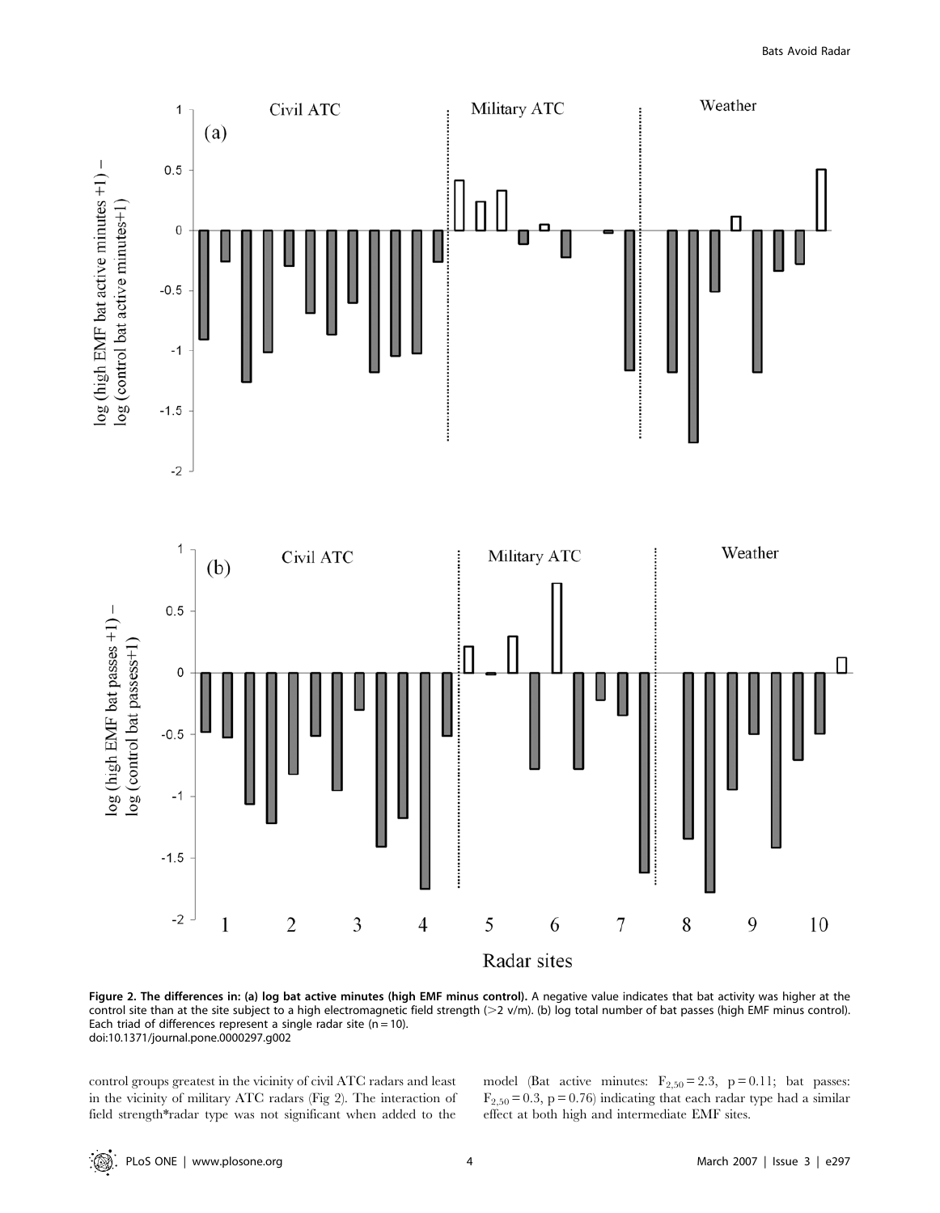**Figure 2. The differences in: (a) log bat active minutes (high EMF minus control).** A negative value indicates that bat activity was higher at the control site than at the site subject to a high electromagnetic field strength (>2 v/m). (b) log total number of bat passes (high EMF minus control). Each triad of differences represent a single radar site (n = 10).
doi:10.1371/journal.pone.0000297.g002

control groups greatest in the vicinity of civil ATC radars and least in the vicinity of military ATC radars (Fig 2). The interaction of field strength*radar type was not significant when added to the model (Bat active minutes: $F_{2,50} = 2.3$, $p = 0.11$; bat passes: $F_{2,50} = 0.3$, $p = 0.76$) indicating that each radar type had a similar effect at both high and intermediate EMF sites.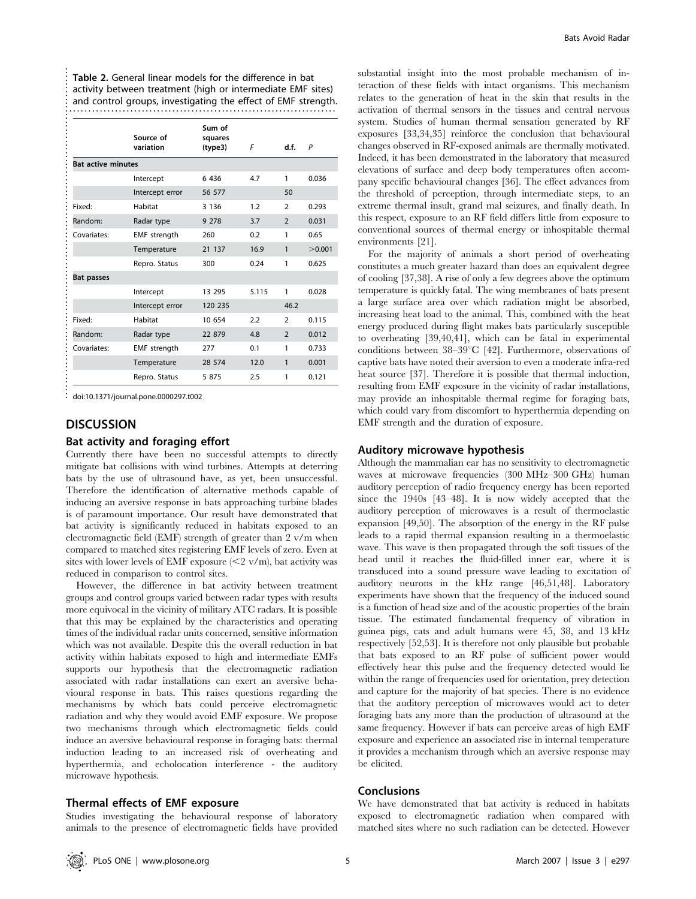**Table 2.** General linear models for the difference in bat activity between treatment (high or intermediate EMF sites) and control groups, investigating the effect of EMF strength.

| | Source of variation | Sum of squares (type3) | *F* | d.f. | *P* |
|---|---|---|---|---|---|
| **Bat active minutes** | | | | | |
| | Intercept | 6 436 | 4.7 | 1 | 0.036 |
| | Intercept error | 56 577 | | 50 | |
| Fixed: | Habitat | 3 136 | 1.2 | 2 | 0.293 |
| Random: | Radar type | 9 278 | 3.7 | 2 | 0.031 |
| Covariates: | EMF strength | 260 | 0.2 | 1 | 0.65 |
| | Temperature | 21 137 | 16.9 | 1 | >0.001 |
| | Repro. Status | 300 | 0.24 | 1 | 0.625 |
| **Bat passes** | | | | | |
| | Intercept | 13 295 | 5.115 | 1 | 0.028 |
| | Intercept error | 120 235 | | 46.2 | |
| Fixed: | Habitat | 10 654 | 2.2 | 2 | 0.115 |
| Random: | Radar type | 22 879 | 4.8 | 2 | 0.012 |
| Covariates: | EMF strength | 277 | 0.1 | 1 | 0.733 |
| | Temperature | 28 574 | 12.0 | 1 | 0.001 |
| | Repro. Status | 5 875 | 2.5 | 1 | 0.121 |

doi:10.1371/journal.pone.0000297.t002

## DISCUSSION

### Bat activity and foraging effort

Currently there have been no successful attempts to directly mitigate bat collisions with wind turbines. Attempts at deterring bats by the use of ultrasound have, as yet, been unsuccessful. Therefore the identification of alternative methods capable of inducing an aversive response in bats approaching turbine blades is of paramount importance. Our result have demonstrated that bat activity is significantly reduced in habitats exposed to an electromagnetic field (EMF) strength of greater than 2 v/m when compared to matched sites registering EMF levels of zero. Even at sites with lower levels of EMF exposure (<2 v/m), bat activity was reduced in comparison to control sites.

However, the difference in bat activity between treatment groups and control groups varied between radar types with results more equivocal in the vicinity of military ATC radars. It is possible that this may be explained by the characteristics and operating times of the individual radar units concerned, sensitive information which was not available. Despite this the overall reduction in bat activity within habitats exposed to high and intermediate EMFs supports our hypothesis that the electromagnetic radiation associated with radar installations can exert an aversive behavioural response in bats. This raises questions regarding the mechanisms by which bats could perceive electromagnetic radiation and why they would avoid EMF exposure. We propose two mechanisms through which electromagnetic fields could induce an aversive behavioural response in foraging bats: thermal induction leading to an increased risk of overheating and hyperthermia, and echolocation interference - the auditory microwave hypothesis.

### Thermal effects of EMF exposure

Studies investigating the behavioural response of laboratory animals to the presence of electromagnetic fields have provided substantial insight into the most probable mechanism of interaction of these fields with intact organisms. This mechanism relates to the generation of heat in the skin that results in the activation of thermal sensors in the tissues and central nervous system. Studies of human thermal sensation generated by RF exposures [33,34,35] reinforce the conclusion that behavioural changes observed in RF-exposed animals are thermally motivated. Indeed, it has been demonstrated in the laboratory that measured elevations of surface and deep body temperatures often accompany specific behavioural changes [36]. The effect advances from the threshold of perception, through intermediate steps, to an extreme thermal insult, grand mal seizures, and finally death. In this respect, exposure to an RF field differs little from exposure to conventional sources of thermal energy or inhospitable thermal environments [21].

For the majority of animals a short period of overheating constitutes a much greater hazard than does an equivalent degree of cooling [37,38]. A rise of only a few degrees above the optimum temperature is quickly fatal. The wing membranes of bats present a large surface area over which radiation might be absorbed, increasing heat load to the animal. This, combined with the heat energy produced during flight makes bats particularly susceptible to overheating [39,40,41], which can be fatal in experimental conditions between 38–39°C [42]. Furthermore, observations of captive bats have noted their aversion to even a moderate infra-red heat source [37]. Therefore it is possible that thermal induction, resulting from EMF exposure in the vicinity of radar installations, may provide an inhospitable thermal regime for foraging bats, which could vary from discomfort to hyperthermia depending on EMF strength and the duration of exposure.

### Auditory microwave hypothesis

Although the mammalian ear has no sensitivity to electromagnetic waves at microwave frequencies (300 MHz–300 GHz) human auditory perception of radio frequency energy has been reported since the 1940s [43–48]. It is now widely accepted that the auditory perception of microwaves is a result of thermoelastic expansion [49,50]. The absorption of the energy in the RF pulse leads to a rapid thermal expansion resulting in a thermoelastic wave. This wave is then propagated through the soft tissues of the head until it reaches the fluid-filled inner ear, where it is transduced into a sound pressure wave leading to excitation of auditory neurons in the kHz range [46,51,48]. Laboratory experiments have shown that the frequency of the induced sound is a function of head size and of the acoustic properties of the brain tissue. The estimated fundamental frequency of vibration in guinea pigs, cats and adult humans were 45, 38, and 13 kHz respectively [52,53]. It is therefore not only plausible but probable that bats exposed to an RF pulse of sufficient power would effectively hear this pulse and the frequency detected would lie within the range of frequencies used for orientation, prey detection and capture for the majority of bat species. There is no evidence that the auditory perception of microwaves would act to deter foraging bats any more than the production of ultrasound at the same frequency. However if bats can perceive areas of high EMF exposure and experience an associated rise in internal temperature it provides a mechanism through which an aversive response may be elicited.

### Conclusions

We have demonstrated that bat activity is reduced in habitats exposed to electromagnetic radiation when compared with matched sites where no such radiation can be detected. However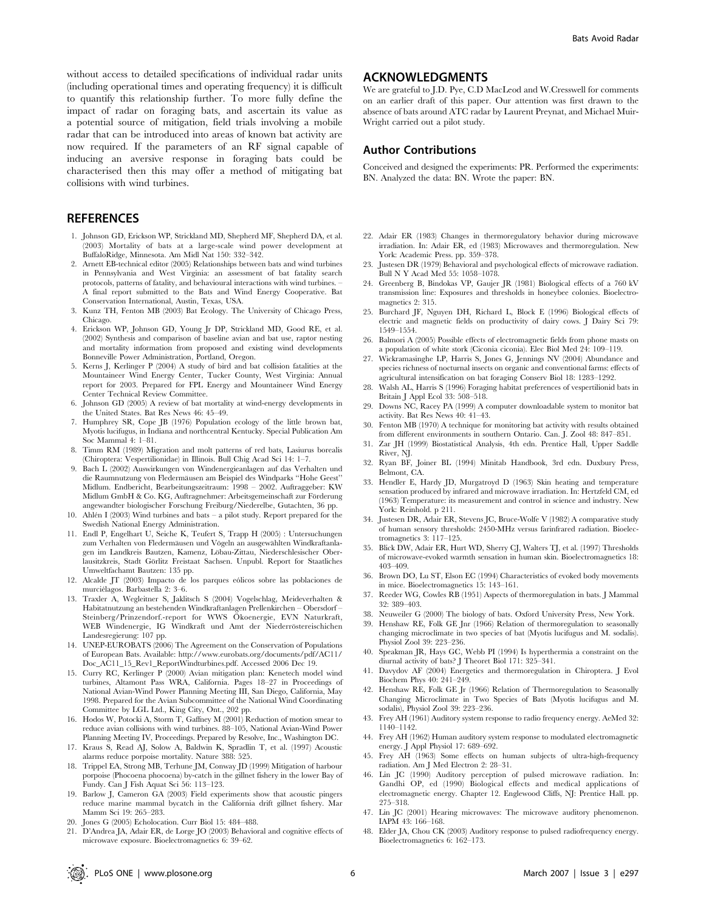without access to detailed specifications of individual radar units (including operational times and operating frequency) it is difficult to quantify this relationship further. To more fully define the impact of radar on foraging bats, and ascertain its value as a potential source of mitigation, field trials involving a mobile radar that can be introduced into areas of known bat activity are now required. If the parameters of an RF signal capable of inducing an aversive response in foraging bats could be characterised then this may offer a method of mitigating bat collisions with wind turbines.

## ACKNOWLEDGMENTS

We are grateful to J.D. Pye, C.D MacLeod and W.Cresswell for comments on an earlier draft of this paper. Our attention was first drawn to the absence of bats around ATC radar by Laurent Preynat, and Michael Muir-Wright carried out a pilot study.

### Author Contributions

Conceived and designed the experiments: PR. Performed the experiments: BN. Analyzed the data: BN. Wrote the paper: BN.

## REFERENCES

1. Johnson GD, Erickson WP, Strickland MD, Shepherd MF, Shepherd DA, et al. (2003) Mortality of bats at a large-scale wind power development at BuffaloRidge, Minnesota. Am Midl Nat 150: 332–342.
2. Arnett EB-technical editor (2005) Relationships between bats and wind turbines in Pennsylvania and West Virginia: an assessment of bat fatality search protocols, patterns of fatality, and behavioural interactions with wind turbines. – A final report submitted to the Bats and Wind Energy Cooperative. Bat Conservation International, Austin, Texas, USA.
3. Kunz TH, Fenton MB (2003) Bat Ecology. The University of Chicago Press, Chicago.
4. Erickson WP, Johnson GD, Young Jr DP, Strickland MD, Good RE, et al. (2002) Synthesis and comparison of baseline avian and bat use, raptor nesting and mortality information from proposed and existing wind developments Bonneville Power Administration, Portland, Oregon.
5. Kerns J, Kerlinger P (2004) A study of bird and bat collision fatalities at the Mountaineer Wind Energy Center, Tucker County, West Virginia: Annual report for 2003. Prepared for FPL Energy and Mountaineer Wind Energy Center Technical Review Committee.
6. Johnson GD (2005) A review of bat mortality at wind-energy developments in the United States. Bat Res News 46: 45–49.
7. Humphrey SR, Cope JB (1976) Population ecology of the little brown bat, Myotis lucifugus, in Indiana and northcentral Kentucky. Special Publication Am Soc Mammal 4: 1–81.
8. Timm RM (1989) Migration and molt patterns of red bats, Lasiurus borealis (Chiroptera: Vespertilionidae) in Illinois. Bull Chig Acad Sci 14: 1–7.
9. Bach L (2002) Auswirkungen von Windenergieanlagen auf das Verhalten und die Raumnutzung von Fledermäusen am Beispiel des Windparks "Hohe Geest" Midlum. Endbericht, Bearbeitungszeitraum: 1998 – 2002. Auftraggeber: KW Midlum GmbH & Co. KG, Auftragnehmer: Arbeitsgemeinschaft zur Förderung angewandter biologischer Forschung Freiburg/Niederelbe, Gutachten, 36 pp.
10. Ahlén I (2003) Wind turbines and bats – a pilot study. Report prepared for the Swedish National Energy Administration.
11. Endl P, Engelhart U, Seiche K, Teufert S, Trapp H (2005) : Untersuchungen zum Verhalten von Fledermäusen und Vögeln an ausgewählten Windkraftanlagen im Landkreis Bautzen, Kamenz, Löbau-Zittau, Niederschlesischer Oberlausitzkreis, Stadt Görlitz Freistaat Sachsen. Unpubl. Report for Staatliches Umweltfachamt Bautzen: 135 pp.
12. Alcalde JT (2003) Impacto de los parques eólicos sobre las poblaciones de murciélagos. Barbastella 2: 3–6.
13. Traxler A, Wegleitner S, Jaklitsch S (2004) Vogelschlag, Meideverhalten & Habitatnutzung an bestehenden Windkraftanlagen Prellenkirchen – Obersdorf – Steinberg/Prinzendorf.-report for WWS Ökoenergie, EVN Naturkraft, WEB Windenergie, IG Windkraft und Amt der Niederröstereischichen Landesregierung: 107 pp.
14. UNEP-EUROBATS (2006) The Agreement on the Conservation of Populations of European Bats. Available: http://www.eurobats.org/documents/pdf/AC11/Doc_AC11_15_Rev1_ReportWindturbines.pdf. Accessed 2006 Dec 19.
15. Curry RC, Kerlinger P (2000) Avian mitigation plan: Kenetech model wind turbines, Altamont Pass WRA, California. Pages 18–27 in Proceedings of National Avian-Wind Power Planning Meeting III, San Diego, California, May 1998. Prepared for the Avian Subcommittee of the National Wind Coordinating Committee by LGL Ltd., King City, Ont., 202 pp.
16. Hodos W, Potocki A, Storm T, Gaffney M (2001) Reduction of motion smear to reduce avian collisions with wind turbines. 88–105, National Avian-Wind Power Planning Meeting IV, Proceedings. Prepared by Resolve, Inc., Washington DC.
17. Kraus S, Read AJ, Solow A, Baldwin K, Spradlin T, et al. (1997) Acoustic alarms reduce porpoise mortality. Nature 388: 525.
18. Trippel EA, Strong MB, Terhune JM, Conway JD (1999) Mitigation of harbour porpoise (Phocoena phocoena) by-catch in the gillnet fishery in the lower Bay of Fundy. Can J Fish Aquat Sci 56: 113–123.
19. Barlow J, Cameron GA (2003) Field experiments show that acoustic pingers reduce marine mammal bycatch in the California drift gillnet fishery. Mar Mamm Sci 19: 265–283.
20. Jones G (2005) Echolocation. Curr Biol 15: 484–488.
21. D'Andrea JA, Adair ER, de Lorge JO (2003) Behavioral and cognitive effects of microwave exposure. Bioelectromagnetics 6: 39–62.
22. Adair ER (1983) Changes in thermoregulatory behavior during microwave irradiation. In: Adair ER, ed (1983) Microwaves and thermoregulation. New York: Academic Press. pp. 359–378.
23. Justesen DR (1979) Behavioral and psychological effects of microwave radiation. Bull N Y Acad Med 55: 1058–1078.
24. Greenberg B, Bindokas VP, Gaujer JR (1981) Biological effects of a 760 kV transmission line: Exposures and thresholds in honeybee colonies. Bioelectromagnetics 2: 315.
25. Burchard JF, Nguyen DH, Richard L, Block E (1996) Biological effects of electric and magnetic fields on productivity of dairy cows. J Dairy Sci 79: 1549–1554.
26. Balmori A (2005) Possible effects of electromagnetic fields from phone masts on a population of white stork (Ciconia ciconia). Elec Biol Med 24: 109–119.
27. Wickramasinghe LP, Harris S, Jones G, Jennings NV (2004) Abundance and species richness of nocturnal insects on organic and conventional farms: effects of agricultural intensification on bat foraging Conserv Biol 18: 1283–1292.
28. Walsh AL, Harris S (1996) Foraging habitat preferences of vespertilionid bats in Britain J Appl Ecol 33: 508–518.
29. Downs NC, Racey PA (1999) A computer downloadable system to monitor bat activity. Bat Res News 40: 41–43.
30. Fenton MB (1970) A technique for monitoring bat activity with results obtained from different environments in southern Ontario. Can. J. Zool 48: 847–851.
31. Zar JH (1999) Biostatistical Analysis, 4th edn. Prentice Hall, Upper Saddle River, NJ.
32. Ryan BF, Joiner BL (1994) Minitab Handbook, 3rd edn. Duxbury Press, Belmont, CA.
33. Hendler E, Hardy JD, Murgatroyd D (1963) Skin heating and temperature sensation produced by infrared and microwave irradiation. In: Hertzfeld CM, ed (1963) Temperature: its measurement and control in science and industry. New York: Reinhold. p 211.
34. Justesen DR, Adair ER, Stevens JC, Bruce-Wolfe V (1982) A comparative study of human sensory thresholds: 2450-MHz versus farinfrared radiation. Bioelectromagnetics 3: 117–125.
35. Blick DW, Adair ER, Hurt WD, Sherry CJ, Walters TJ, et al. (1997) Thresholds of microwave-evoked warmth sensation in human skin. Bioelectromagnetics 18: 403–409.
36. Brown DO, Lu ST, Elson EC (1994) Characteristics of evoked body movements in mice. Bioelectromagnetics 15: 143–161.
37. Reeder WG, Cowles RB (1951) Aspects of thermoregulation in bats. J Mammal 32: 389–403.
38. Neuweiler G (2000) The biology of bats. Oxford University Press, New York.
39. Henshaw RE, Folk GE Jnr (1966) Relation of thermoregulation to seasonally changing microclimate in two species of bat (Myotis lucifugus and M. sodalis). Physiol Zool 39: 223–236.
40. Speakman JR, Hays GC, Webb PI (1994) Is hyperthermia a constraint on the diurnal activity of bats? J Theoret Biol 171: 325–341.
41. Davydov AF (2004) Energetics and thermoregulation in Chiroptera. J Evol Biochem Phys 40: 241–249.
42. Henshaw RE, Folk GE Jr (1966) Relation of Thermoregulation to Seasonally Changing Microclimate in Two Species of Bats (Myotis lucifugus and M. sodalis), Physiol Zool 39: 223–236.
43. Frey AH (1961) Auditory system response to radio frequency energy. AeMed 32: 1140–1142.
44. Frey AH (1962) Human auditory system response to modulated electromagnetic energy. J Appl Physiol 17: 689–692.
45. Frey AH (1963) Some effects on human subjects of ultra-high-frequency radiation. Am J Med Electron 2: 28–31.
46. Lin JC (1990) Auditory perception of pulsed microwave radiation. In: Gandhi OP, ed (1990) Biological effects and medical applications of electromagnetic energy. Chapter 12. Englewood Cliffs, NJ: Prentice Hall. pp. 275–318.
47. Lin JC (2001) Hearing microwaves: The microwave auditory phenomenon. IAPM 43: 166–168.
48. Elder JA, Chou CK (2003) Auditory response to pulsed radiofrequency energy. Bioelectromagnetics 6: 162–173.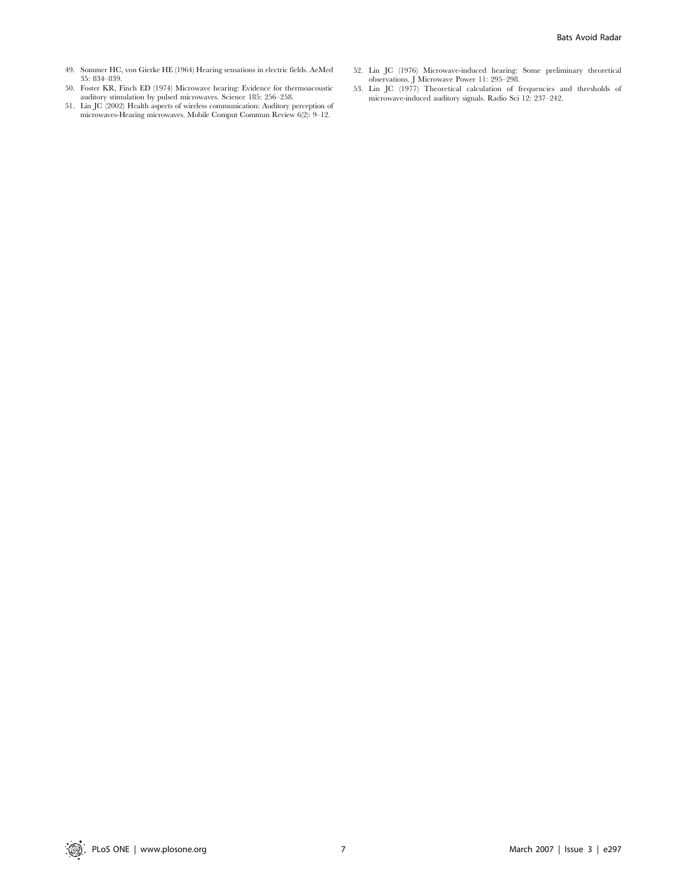49. Sommer HC, von Gierke HE (1964) Hearing sensations in electric fields. AeMed 35: 834–839.
50. Foster KR, Finch ED (1974) Microwave hearing: Evidence for thermoacoustic auditory stimulation by pulsed microwaves. Science 185: 256–258.
51. Lin JC (2002) Health aspects of wireless communication: Auditory perception of microwaves-Hearing microwaves. Mobile Comput Commun Review 6(2): 9–12.
52. Lin JC (1976) Microwave-induced hearing: Some preliminary theoretical observations. J Microwave Power 11: 295–298.
53. Lin JC (1977) Theoretical calculation of frequencies and thresholds of microwave-induced auditory signals. Radio Sci 12: 237–242.